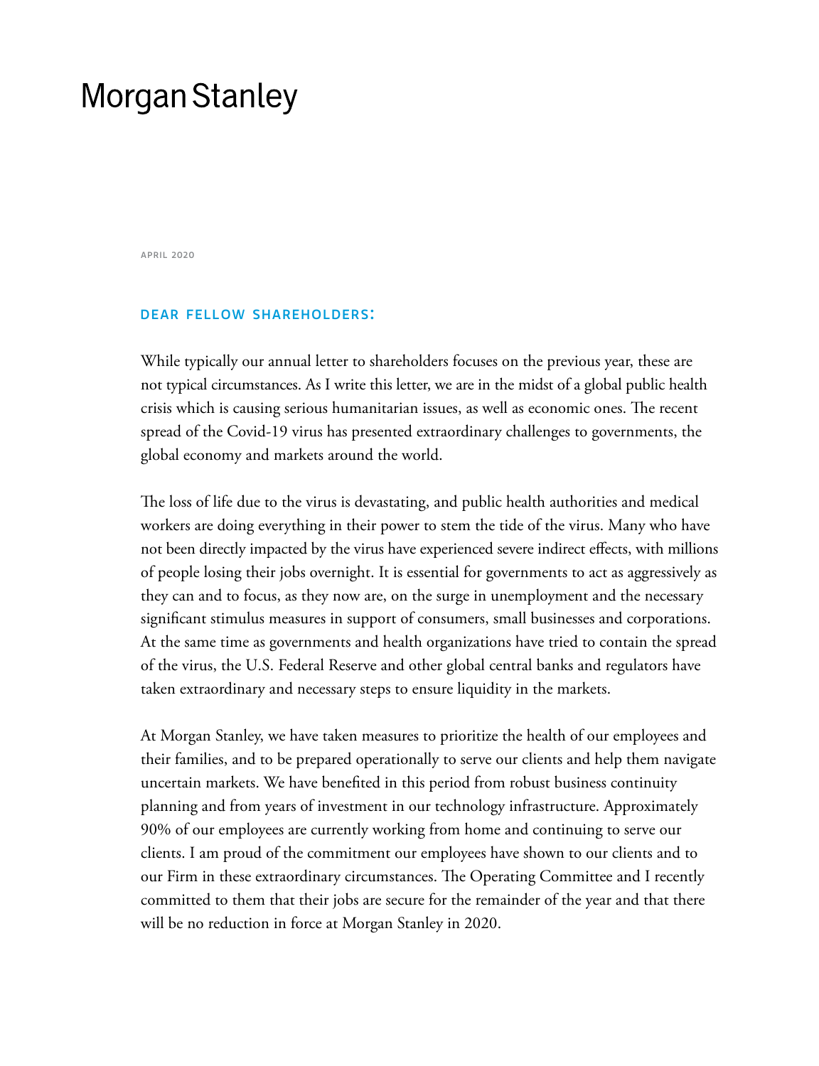# Morgan Stanley

APRIL 2020

**DEAR FELLOW SHAREHOLDERS:**

While typically our annual letter to shareholders focuses on the previous year, these are not typical circumstances. As I write this letter, we are in the midst of a global public health crisis which is causing serious humanitarian issues, as well as economic ones. The recent spread of the Covid-19 virus has presented extraordinary challenges to governments, the global economy and markets around the world.

The loss of life due to the virus is devastating, and public health authorities and medical workers are doing everything in their power to stem the tide of the virus. Many who have not been directly impacted by the virus have experienced severe indirect effects, with millions of people losing their jobs overnight. It is essential for governments to act as aggressively as they can and to focus, as they now are, on the surge in unemployment and the necessary significant stimulus measures in support of consumers, small businesses and corporations. At the same time as governments and health organizations have tried to contain the spread of the virus, the U.S. Federal Reserve and other global central banks and regulators have taken extraordinary and necessary steps to ensure liquidity in the markets.

At Morgan Stanley, we have taken measures to prioritize the health of our employees and their families, and to be prepared operationally to serve our clients and help them navigate uncertain markets. We have benefited in this period from robust business continuity planning and from years of investment in our technology infrastructure. Approximately 90% of our employees are currently working from home and continuing to serve our clients. I am proud of the commitment our employees have shown to our clients and to our Firm in these extraordinary circumstances. The Operating Committee and I recently committed to them that their jobs are secure for the remainder of the year and that there will be no reduction in force at Morgan Stanley in 2020.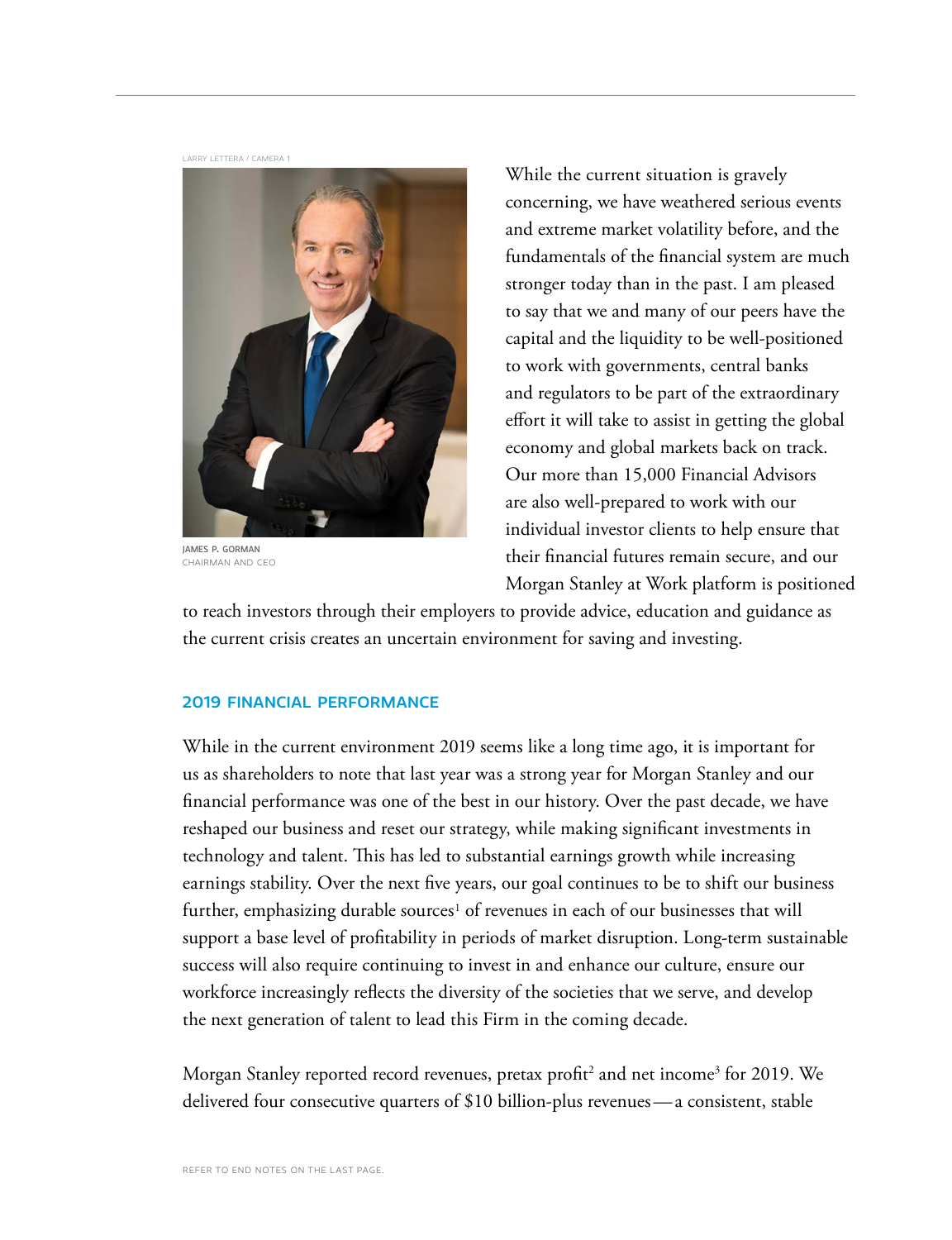LARRY LETTERA / CAMERA 1

JAMES P. GORMAN
CHAIRMAN AND CEO

While the current situation is gravely concerning, we have weathered serious events and extreme market volatility before, and the fundamentals of the financial system are much stronger today than in the past. I am pleased to say that we and many of our peers have the capital and the liquidity to be well-positioned to work with governments, central banks and regulators to be part of the extraordinary effort it will take to assist in getting the global economy and global markets back on track. Our more than 15,000 Financial Advisors are also well-prepared to work with our individual investor clients to help ensure that their financial futures remain secure, and our Morgan Stanley at Work platform is positioned to reach investors through their employers to provide advice, education and guidance as the current crisis creates an uncertain environment for saving and investing.

## 2019 FINANCIAL PERFORMANCE

While in the current environment 2019 seems like a long time ago, it is important for us as shareholders to note that last year was a strong year for Morgan Stanley and our financial performance was one of the best in our history. Over the past decade, we have reshaped our business and reset our strategy, while making significant investments in technology and talent. This has led to substantial earnings growth while increasing earnings stability. Over the next five years, our goal continues to be to shift our business further, emphasizing durable sources[1] of revenues in each of our businesses that will support a base level of profitability in periods of market disruption. Long-term sustainable success will also require continuing to invest in and enhance our culture, ensure our workforce increasingly reflects the diversity of the societies that we serve, and develop the next generation of talent to lead this Firm in the coming decade.

Morgan Stanley reported record revenues, pretax profit[2] and net income[3] for 2019. We delivered four consecutive quarters of $10 billion-plus revenues — a consistent, stable

REFER TO END NOTES ON THE LAST PAGE.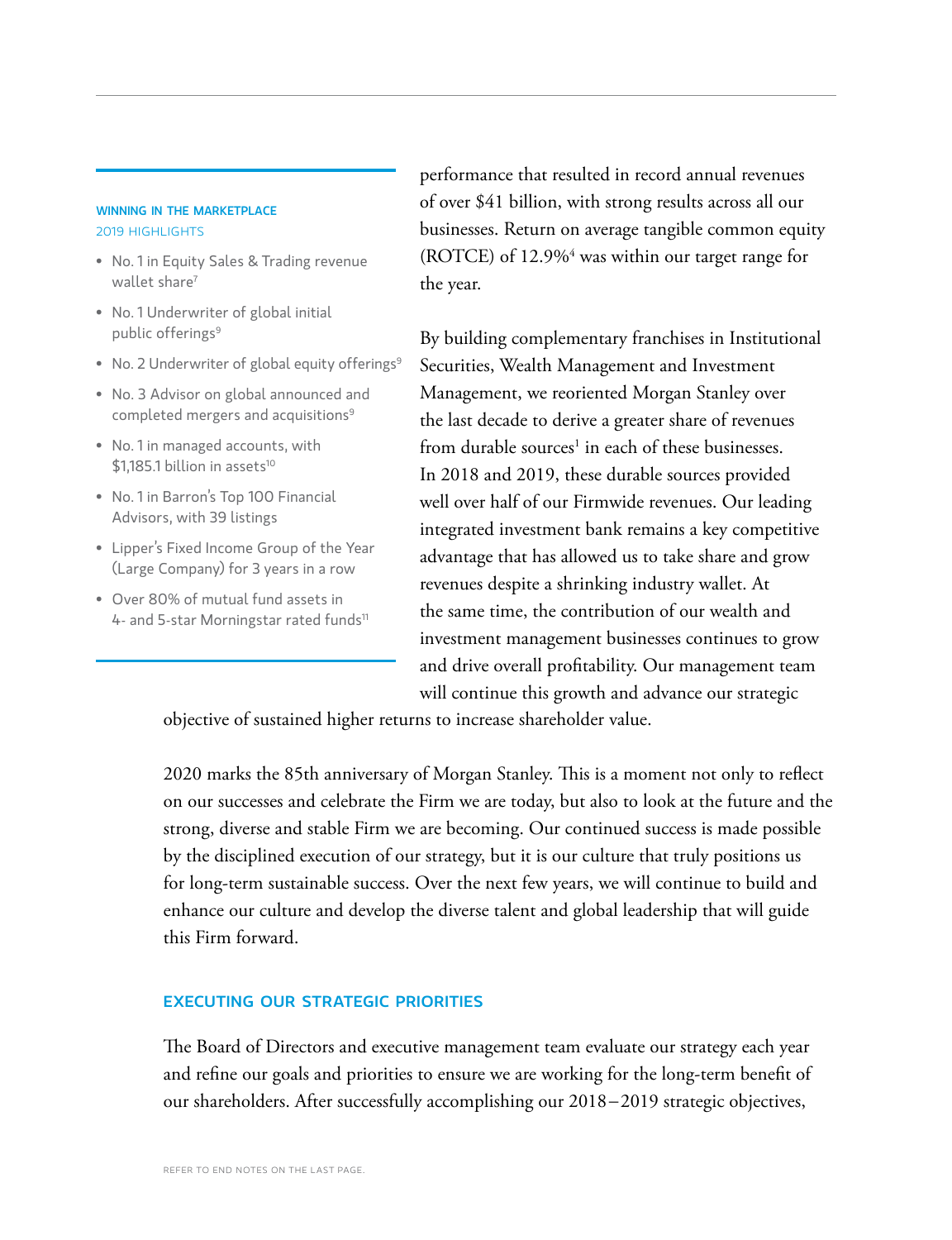**WINNING IN THE MARKETPLACE**
2019 HIGHLIGHTS

- No. 1 in Equity Sales & Trading revenue wallet share[7]
- No. 1 Underwriter of global initial public offerings[9]
- No. 2 Underwriter of global equity offerings[9]
- No. 3 Advisor on global announced and completed mergers and acquisitions[9]
- No. 1 in managed accounts, with $1,185.1 billion in assets[10]
- No. 1 in Barron's Top 100 Financial Advisors, with 39 listings
- Lipper's Fixed Income Group of the Year (Large Company) for 3 years in a row
- Over 80% of mutual fund assets in 4- and 5-star Morningstar rated funds[11]

performance that resulted in record annual revenues of over $41 billion, with strong results across all our businesses. Return on average tangible common equity (ROTCE) of 12.9%[4] was within our target range for the year.

By building complementary franchises in Institutional Securities, Wealth Management and Investment Management, we reoriented Morgan Stanley over the last decade to derive a greater share of revenues from durable sources[1] in each of these businesses. In 2018 and 2019, these durable sources provided well over half of our Firmwide revenues. Our leading integrated investment bank remains a key competitive advantage that has allowed us to take share and grow revenues despite a shrinking industry wallet. At the same time, the contribution of our wealth and investment management businesses continues to grow and drive overall profitability. Our management team will continue this growth and advance our strategic objective of sustained higher returns to increase shareholder value.

2020 marks the 85th anniversary of Morgan Stanley. This is a moment not only to reflect on our successes and celebrate the Firm we are today, but also to look at the future and the strong, diverse and stable Firm we are becoming. Our continued success is made possible by the disciplined execution of our strategy, but it is our culture that truly positions us for long-term sustainable success. Over the next few years, we will continue to build and enhance our culture and develop the diverse talent and global leadership that will guide this Firm forward.

## EXECUTING OUR STRATEGIC PRIORITIES

The Board of Directors and executive management team evaluate our strategy each year and refine our goals and priorities to ensure we are working for the long-term benefit of our shareholders. After successfully accomplishing our 2018–2019 strategic objectives,

REFER TO END NOTES ON THE LAST PAGE.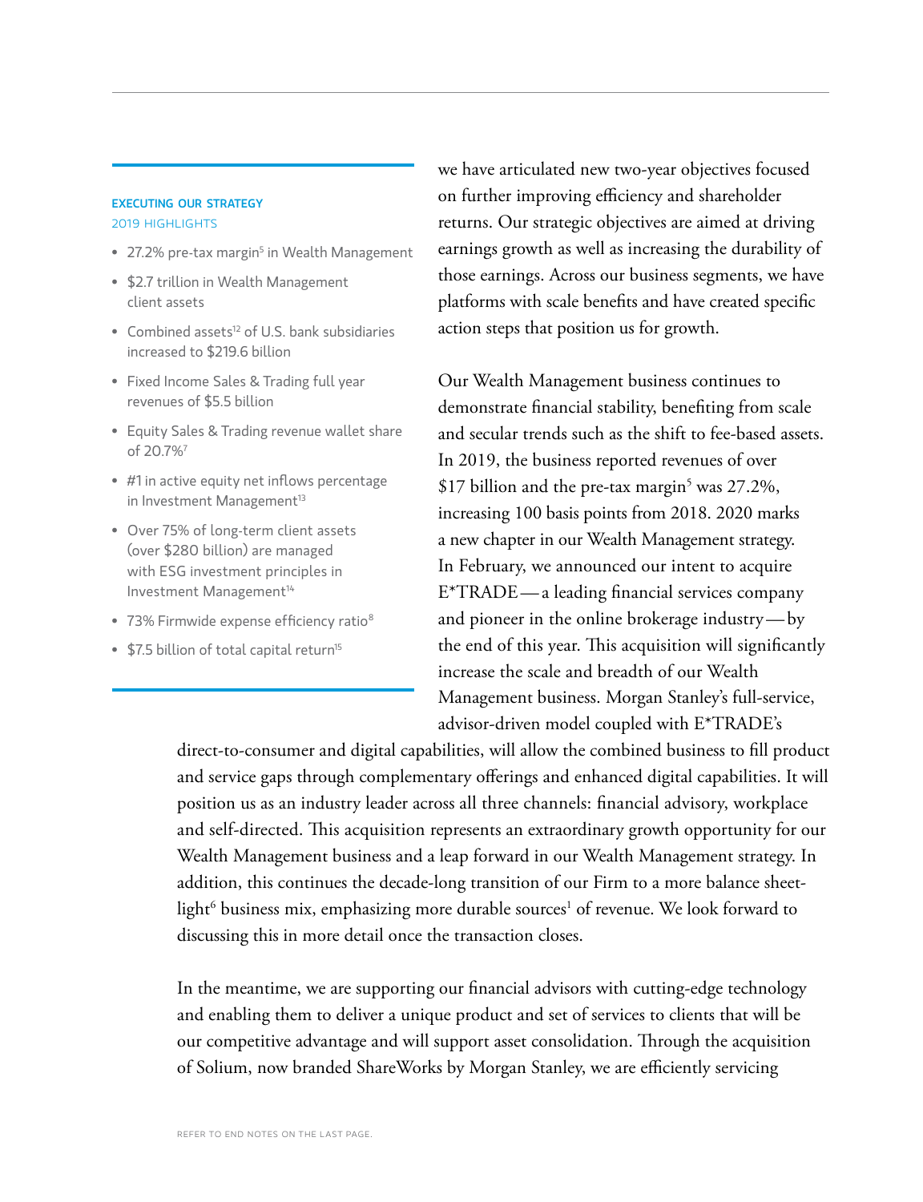### EXECUTING OUR STRATEGY

2019 HIGHLIGHTS

- 27.2% pre-tax margin[5] in Wealth Management
- $2.7 trillion in Wealth Management client assets
- Combined assets[12] of U.S. bank subsidiaries increased to $219.6 billion
- Fixed Income Sales & Trading full year revenues of $5.5 billion
- Equity Sales & Trading revenue wallet share of 20.7%[7]
- #1 in active equity net inflows percentage in Investment Management[13]
- Over 75% of long-term client assets (over $280 billion) are managed with ESG investment principles in Investment Management[14]
- 73% Firmwide expense efficiency ratio[8]
- $7.5 billion of total capital return[15]

we have articulated new two-year objectives focused on further improving efficiency and shareholder returns. Our strategic objectives are aimed at driving earnings growth as well as increasing the durability of those earnings. Across our business segments, we have platforms with scale benefits and have created specific action steps that position us for growth.

Our Wealth Management business continues to demonstrate financial stability, benefiting from scale and secular trends such as the shift to fee-based assets. In 2019, the business reported revenues of over $17 billion and the pre-tax margin[5] was 27.2%, increasing 100 basis points from 2018. 2020 marks a new chapter in our Wealth Management strategy. In February, we announced our intent to acquire E*TRADE — a leading financial services company and pioneer in the online brokerage industry — by the end of this year. This acquisition will significantly increase the scale and breadth of our Wealth Management business. Morgan Stanley's full-service, advisor-driven model coupled with E*TRADE's direct-to-consumer and digital capabilities, will allow the combined business to fill product and service gaps through complementary offerings and enhanced digital capabilities. It will position us as an industry leader across all three channels: financial advisory, workplace and self-directed. This acquisition represents an extraordinary growth opportunity for our Wealth Management business and a leap forward in our Wealth Management strategy. In addition, this continues the decade-long transition of our Firm to a more balance sheet-light[6] business mix, emphasizing more durable sources[1] of revenue. We look forward to discussing this in more detail once the transaction closes.

In the meantime, we are supporting our financial advisors with cutting-edge technology and enabling them to deliver a unique product and set of services to clients that will be our competitive advantage and will support asset consolidation. Through the acquisition of Solium, now branded ShareWorks by Morgan Stanley, we are efficiently servicing

REFER TO END NOTES ON THE LAST PAGE.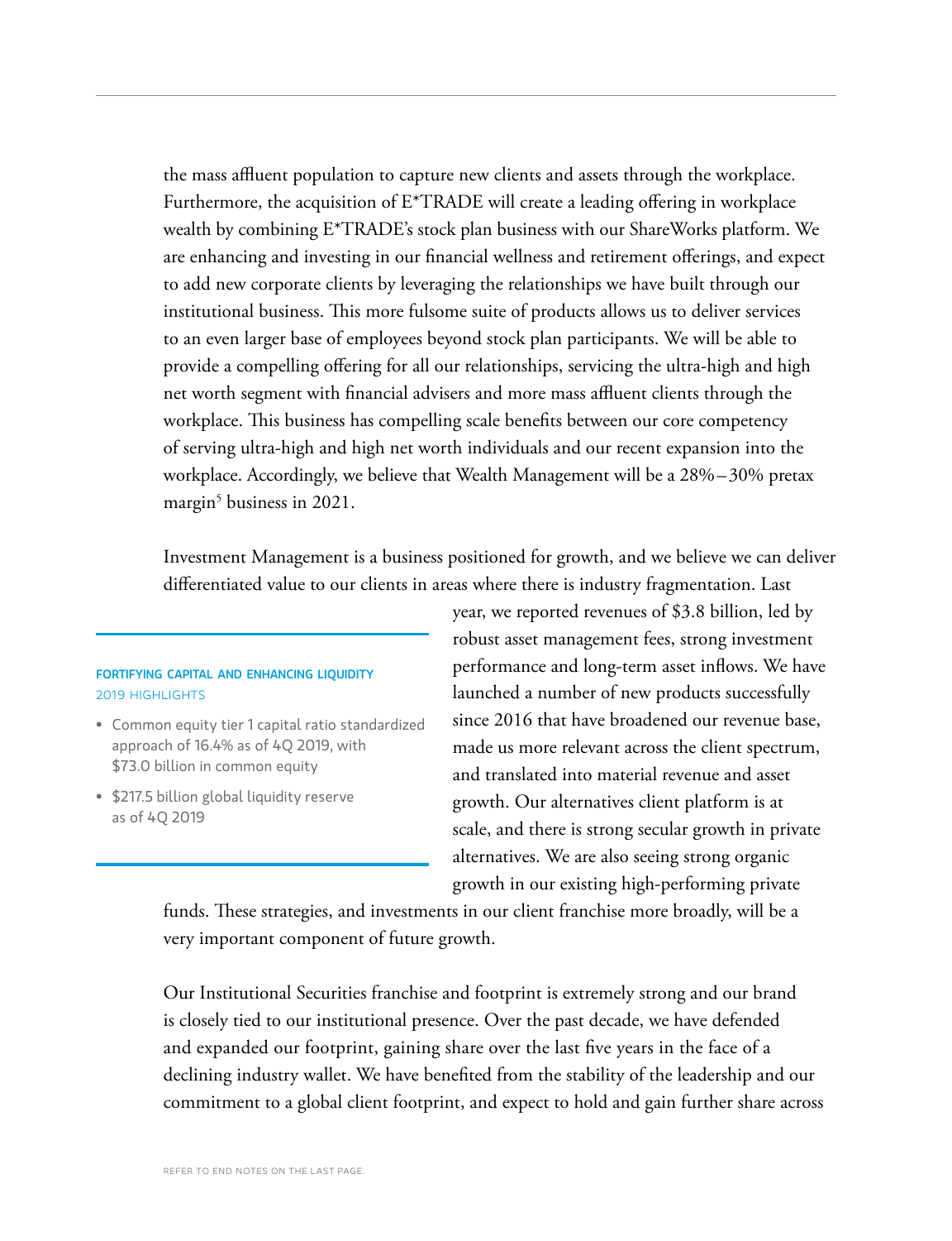the mass affluent population to capture new clients and assets through the workplace. Furthermore, the acquisition of E*TRADE will create a leading offering in workplace wealth by combining E*TRADE's stock plan business with our ShareWorks platform. We are enhancing and investing in our financial wellness and retirement offerings, and expect to add new corporate clients by leveraging the relationships we have built through our institutional business. This more fulsome suite of products allows us to deliver services to an even larger base of employees beyond stock plan participants. We will be able to provide a compelling offering for all our relationships, servicing the ultra-high and high net worth segment with financial advisers and more mass affluent clients through the workplace. This business has compelling scale benefits between our core competency of serving ultra-high and high net worth individuals and our recent expansion into the workplace. Accordingly, we believe that Wealth Management will be a 28%–30% pretax margin[5] business in 2021.

Investment Management is a business positioned for growth, and we believe we can deliver differentiated value to our clients in areas where there is industry fragmentation. Last year, we reported revenues of $3.8 billion, led by robust asset management fees, strong investment performance and long-term asset inflows. We have launched a number of new products successfully since 2016 that have broadened our revenue base, made us more relevant across the client spectrum, and translated into material revenue and asset growth. Our alternatives client platform is at scale, and there is strong secular growth in private alternatives. We are also seeing strong organic growth in our existing high-performing private funds. These strategies, and investments in our client franchise more broadly, will be a very important component of future growth.

**FORTIFYING CAPITAL AND ENHANCING LIQUIDITY**
2019 HIGHLIGHTS

- Common equity tier 1 capital ratio standardized approach of 16.4% as of 4Q 2019, with $73.0 billion in common equity
- $217.5 billion global liquidity reserve as of 4Q 2019

Our Institutional Securities franchise and footprint is extremely strong and our brand is closely tied to our institutional presence. Over the past decade, we have defended and expanded our footprint, gaining share over the last five years in the face of a declining industry wallet. We have benefited from the stability of the leadership and our commitment to a global client footprint, and expect to hold and gain further share across

REFER TO END NOTES ON THE LAST PAGE.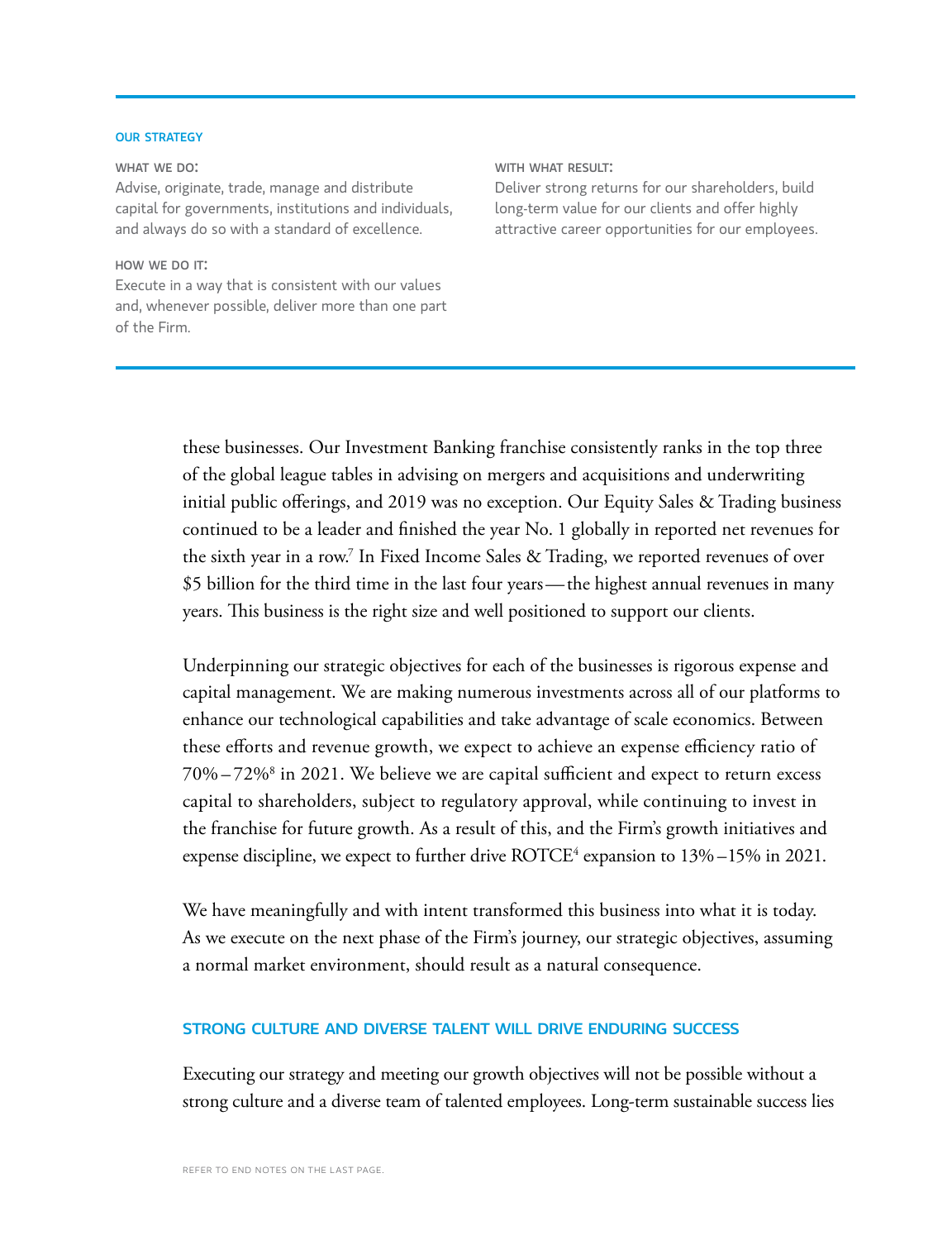**OUR STRATEGY**

**WHAT WE DO:**
Advise, originate, trade, manage and distribute capital for governments, institutions and individuals, and always do so with a standard of excellence.

**HOW WE DO IT:**
Execute in a way that is consistent with our values and, whenever possible, deliver more than one part of the Firm.

**WITH WHAT RESULT:**
Deliver strong returns for our shareholders, build long-term value for our clients and offer highly attractive career opportunities for our employees.

---

these businesses. Our Investment Banking franchise consistently ranks in the top three of the global league tables in advising on mergers and acquisitions and underwriting initial public offerings, and 2019 was no exception. Our Equity Sales & Trading business continued to be a leader and finished the year No. 1 globally in reported net revenues for the sixth year in a row.[7] In Fixed Income Sales & Trading, we reported revenues of over $5 billion for the third time in the last four years—the highest annual revenues in many years. This business is the right size and well positioned to support our clients.

Underpinning our strategic objectives for each of the businesses is rigorous expense and capital management. We are making numerous investments across all of our platforms to enhance our technological capabilities and take advantage of scale economics. Between these efforts and revenue growth, we expect to achieve an expense efficiency ratio of 70%–72%[8] in 2021. We believe we are capital sufficient and expect to return excess capital to shareholders, subject to regulatory approval, while continuing to invest in the franchise for future growth. As a result of this, and the Firm's growth initiatives and expense discipline, we expect to further drive ROTCE[4] expansion to 13%–15% in 2021.

We have meaningfully and with intent transformed this business into what it is today. As we execute on the next phase of the Firm's journey, our strategic objectives, assuming a normal market environment, should result as a natural consequence.

## STRONG CULTURE AND DIVERSE TALENT WILL DRIVE ENDURING SUCCESS

Executing our strategy and meeting our growth objectives will not be possible without a strong culture and a diverse team of talented employees. Long-term sustainable success lies

REFER TO END NOTES ON THE LAST PAGE.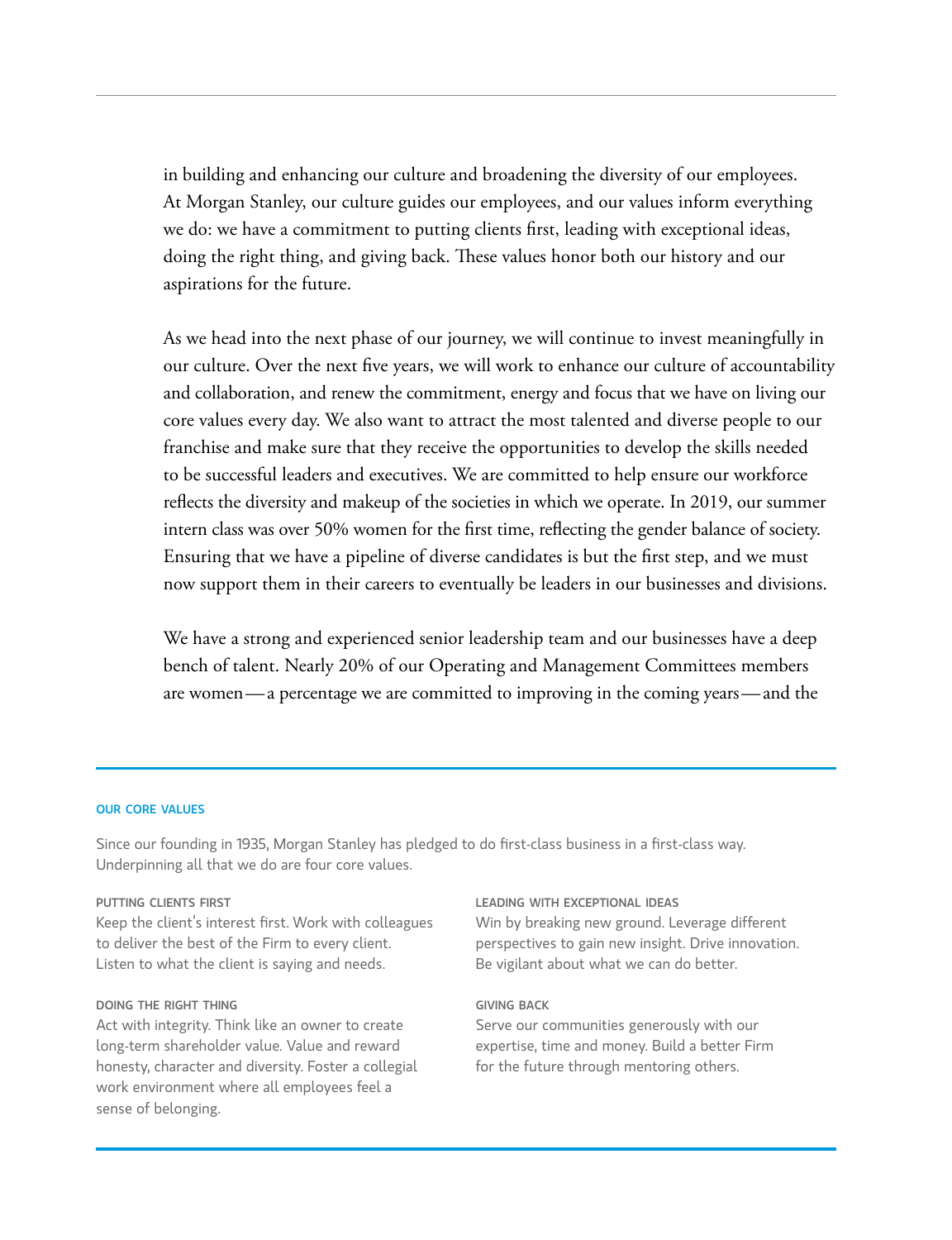in building and enhancing our culture and broadening the diversity of our employees. At Morgan Stanley, our culture guides our employees, and our values inform everything we do: we have a commitment to putting clients first, leading with exceptional ideas, doing the right thing, and giving back. These values honor both our history and our aspirations for the future.

As we head into the next phase of our journey, we will continue to invest meaningfully in our culture. Over the next five years, we will work to enhance our culture of accountability and collaboration, and renew the commitment, energy and focus that we have on living our core values every day. We also want to attract the most talented and diverse people to our franchise and make sure that they receive the opportunities to develop the skills needed to be successful leaders and executives. We are committed to help ensure our workforce reflects the diversity and makeup of the societies in which we operate. In 2019, our summer intern class was over 50% women for the first time, reflecting the gender balance of society. Ensuring that we have a pipeline of diverse candidates is but the first step, and we must now support them in their careers to eventually be leaders in our businesses and divisions.

We have a strong and experienced senior leadership team and our businesses have a deep bench of talent. Nearly 20% of our Operating and Management Committees members are women — a percentage we are committed to improving in the coming years — and the

---

### OUR CORE VALUES

Since our founding in 1935, Morgan Stanley has pledged to do first-class business in a first-class way. Underpinning all that we do are four core values.

**PUTTING CLIENTS FIRST**
Keep the client's interest first. Work with colleagues to deliver the best of the Firm to every client. Listen to what the client is saying and needs.

**DOING THE RIGHT THING**
Act with integrity. Think like an owner to create long-term shareholder value. Value and reward honesty, character and diversity. Foster a collegial work environment where all employees feel a sense of belonging.

**LEADING WITH EXCEPTIONAL IDEAS**
Win by breaking new ground. Leverage different perspectives to gain new insight. Drive innovation. Be vigilant about what we can do better.

**GIVING BACK**
Serve our communities generously with our expertise, time and money. Build a better Firm for the future through mentoring others.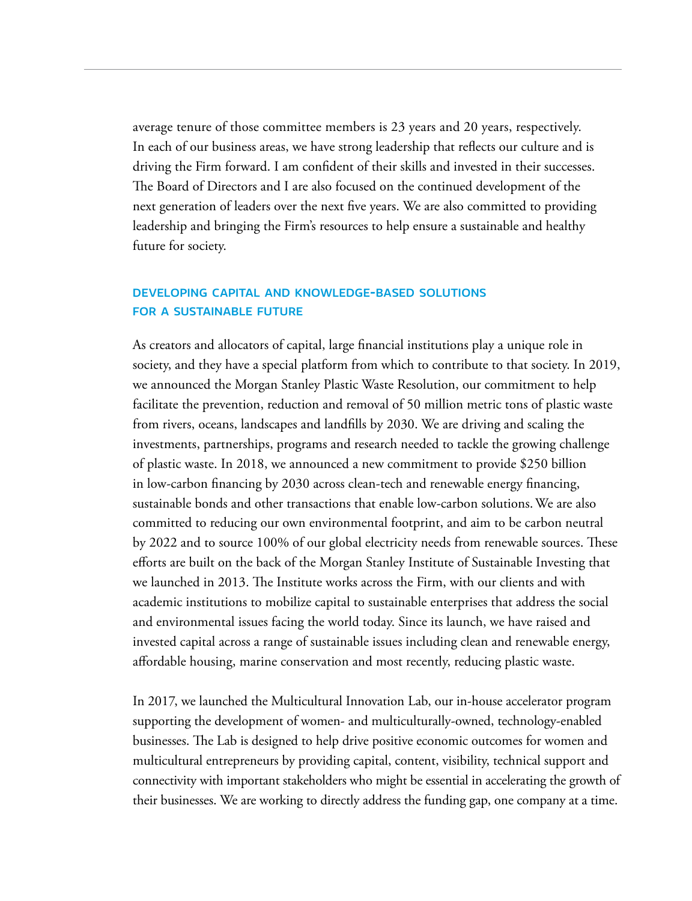average tenure of those committee members is 23 years and 20 years, respectively. In each of our business areas, we have strong leadership that reflects our culture and is driving the Firm forward. I am confident of their skills and invested in their successes. The Board of Directors and I are also focused on the continued development of the next generation of leaders over the next five years. We are also committed to providing leadership and bringing the Firm's resources to help ensure a sustainable and healthy future for society.

## DEVELOPING CAPITAL AND KNOWLEDGE-BASED SOLUTIONS FOR A SUSTAINABLE FUTURE

As creators and allocators of capital, large financial institutions play a unique role in society, and they have a special platform from which to contribute to that society. In 2019, we announced the Morgan Stanley Plastic Waste Resolution, our commitment to help facilitate the prevention, reduction and removal of 50 million metric tons of plastic waste from rivers, oceans, landscapes and landfills by 2030. We are driving and scaling the investments, partnerships, programs and research needed to tackle the growing challenge of plastic waste. In 2018, we announced a new commitment to provide $250 billion in low-carbon financing by 2030 across clean-tech and renewable energy financing, sustainable bonds and other transactions that enable low-carbon solutions. We are also committed to reducing our own environmental footprint, and aim to be carbon neutral by 2022 and to source 100% of our global electricity needs from renewable sources. These efforts are built on the back of the Morgan Stanley Institute of Sustainable Investing that we launched in 2013. The Institute works across the Firm, with our clients and with academic institutions to mobilize capital to sustainable enterprises that address the social and environmental issues facing the world today. Since its launch, we have raised and invested capital across a range of sustainable issues including clean and renewable energy, affordable housing, marine conservation and most recently, reducing plastic waste.

In 2017, we launched the Multicultural Innovation Lab, our in-house accelerator program supporting the development of women- and multiculturally-owned, technology-enabled businesses. The Lab is designed to help drive positive economic outcomes for women and multicultural entrepreneurs by providing capital, content, visibility, technical support and connectivity with important stakeholders who might be essential in accelerating the growth of their businesses. We are working to directly address the funding gap, one company at a time.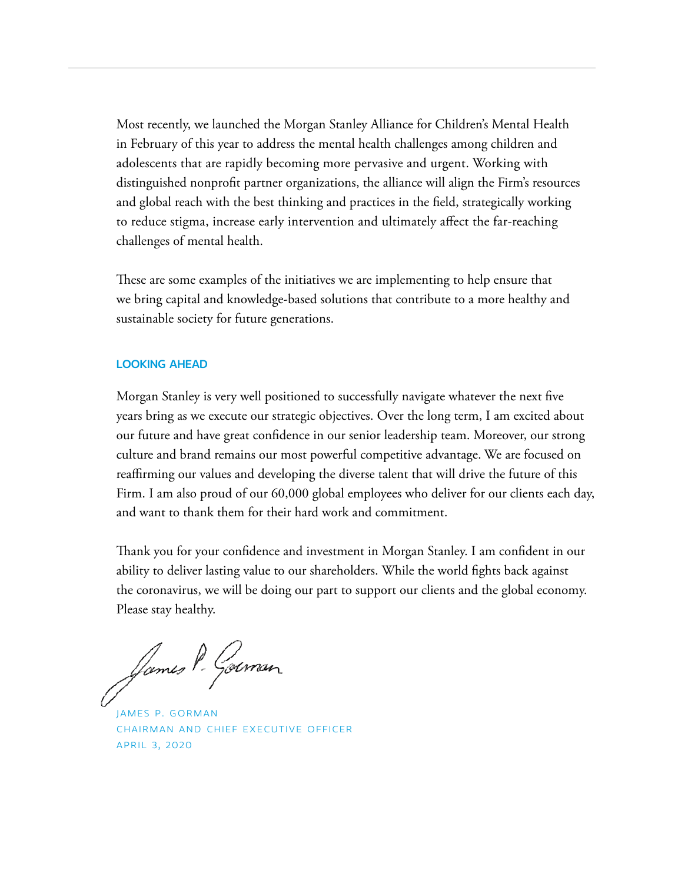Most recently, we launched the Morgan Stanley Alliance for Children's Mental Health in February of this year to address the mental health challenges among children and adolescents that are rapidly becoming more pervasive and urgent. Working with distinguished nonprofit partner organizations, the alliance will align the Firm's resources and global reach with the best thinking and practices in the field, strategically working to reduce stigma, increase early intervention and ultimately affect the far-reaching challenges of mental health.

These are some examples of the initiatives we are implementing to help ensure that we bring capital and knowledge-based solutions that contribute to a more healthy and sustainable society for future generations.

## LOOKING AHEAD

Morgan Stanley is very well positioned to successfully navigate whatever the next five years bring as we execute our strategic objectives. Over the long term, I am excited about our future and have great confidence in our senior leadership team. Moreover, our strong culture and brand remains our most powerful competitive advantage. We are focused on reaffirming our values and developing the diverse talent that will drive the future of this Firm. I am also proud of our 60,000 global employees who deliver for our clients each day, and want to thank them for their hard work and commitment.

Thank you for your confidence and investment in Morgan Stanley. I am confident in our ability to deliver lasting value to our shareholders. While the world fights back against the coronavirus, we will be doing our part to support our clients and the global economy. Please stay healthy.

JAMES P. GORMAN
CHAIRMAN AND CHIEF EXECUTIVE OFFICER
APRIL 3, 2020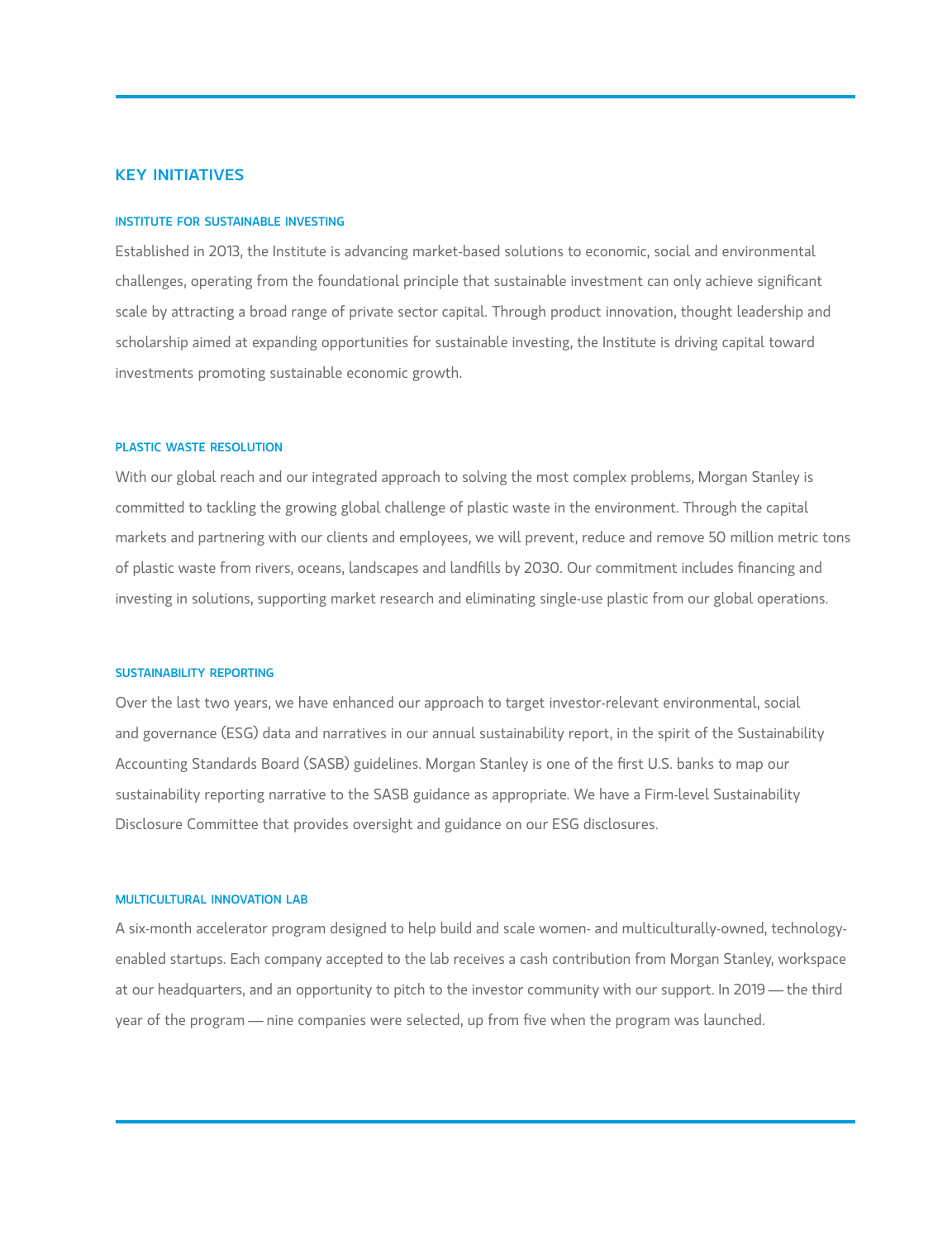## KEY INITIATIVES

### INSTITUTE FOR SUSTAINABLE INVESTING

Established in 2013, the Institute is advancing market-based solutions to economic, social and environmental challenges, operating from the foundational principle that sustainable investment can only achieve significant scale by attracting a broad range of private sector capital. Through product innovation, thought leadership and scholarship aimed at expanding opportunities for sustainable investing, the Institute is driving capital toward investments promoting sustainable economic growth.

### PLASTIC WASTE RESOLUTION

With our global reach and our integrated approach to solving the most complex problems, Morgan Stanley is committed to tackling the growing global challenge of plastic waste in the environment. Through the capital markets and partnering with our clients and employees, we will prevent, reduce and remove 50 million metric tons of plastic waste from rivers, oceans, landscapes and landfills by 2030. Our commitment includes financing and investing in solutions, supporting market research and eliminating single-use plastic from our global operations.

### SUSTAINABILITY REPORTING

Over the last two years, we have enhanced our approach to target investor-relevant environmental, social and governance (ESG) data and narratives in our annual sustainability report, in the spirit of the Sustainability Accounting Standards Board (SASB) guidelines. Morgan Stanley is one of the first U.S. banks to map our sustainability reporting narrative to the SASB guidance as appropriate. We have a Firm-level Sustainability Disclosure Committee that provides oversight and guidance on our ESG disclosures.

### MULTICULTURAL INNOVATION LAB

A six-month accelerator program designed to help build and scale women- and multiculturally-owned, technology-enabled startups. Each company accepted to the lab receives a cash contribution from Morgan Stanley, workspace at our headquarters, and an opportunity to pitch to the investor community with our support. In 2019 — the third year of the program — nine companies were selected, up from five when the program was launched.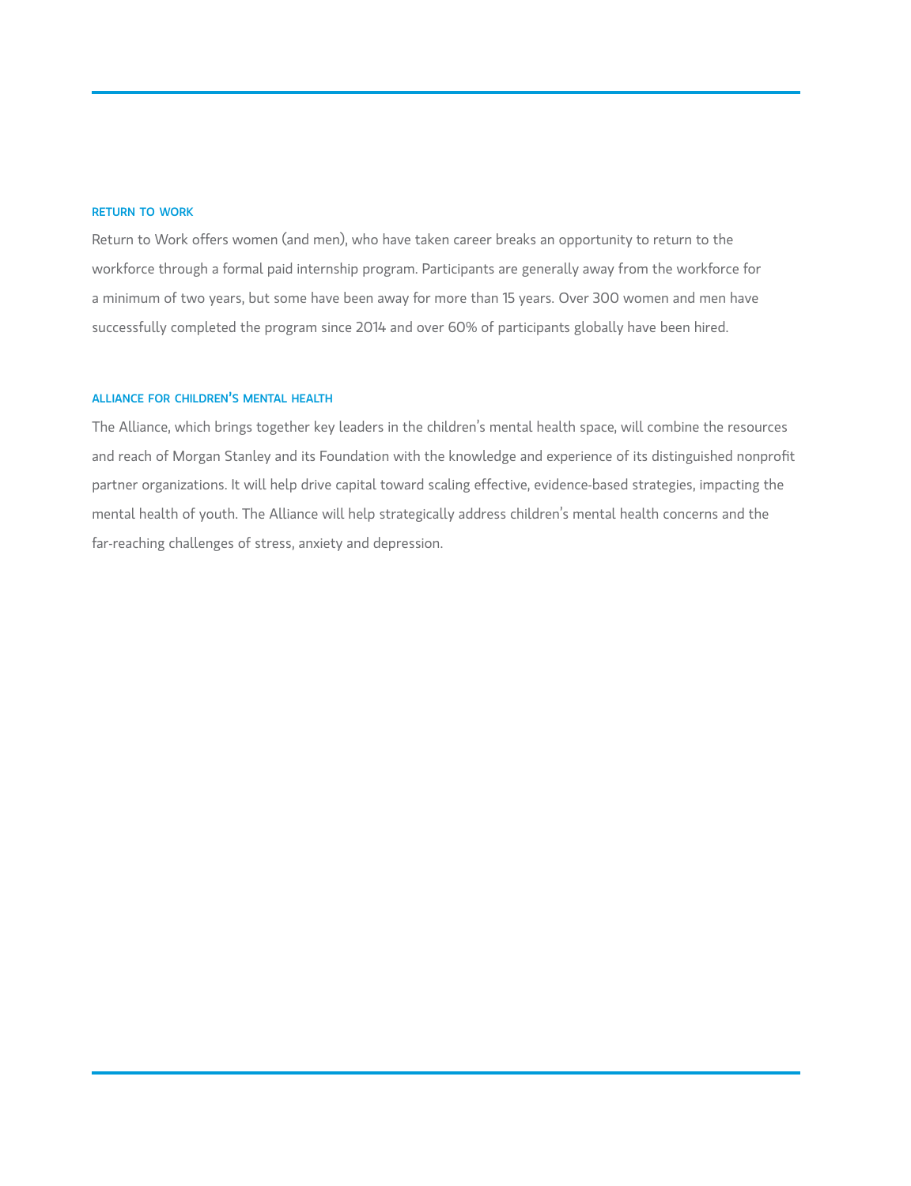### RETURN TO WORK

Return to Work offers women (and men), who have taken career breaks an opportunity to return to the workforce through a formal paid internship program. Participants are generally away from the workforce for a minimum of two years, but some have been away for more than 15 years. Over 300 women and men have successfully completed the program since 2014 and over 60% of participants globally have been hired.

### ALLIANCE FOR CHILDREN'S MENTAL HEALTH

The Alliance, which brings together key leaders in the children's mental health space, will combine the resources and reach of Morgan Stanley and its Foundation with the knowledge and experience of its distinguished nonprofit partner organizations. It will help drive capital toward scaling effective, evidence-based strategies, impacting the mental health of youth. The Alliance will help strategically address children's mental health concerns and the far-reaching challenges of stress, anxiety and depression.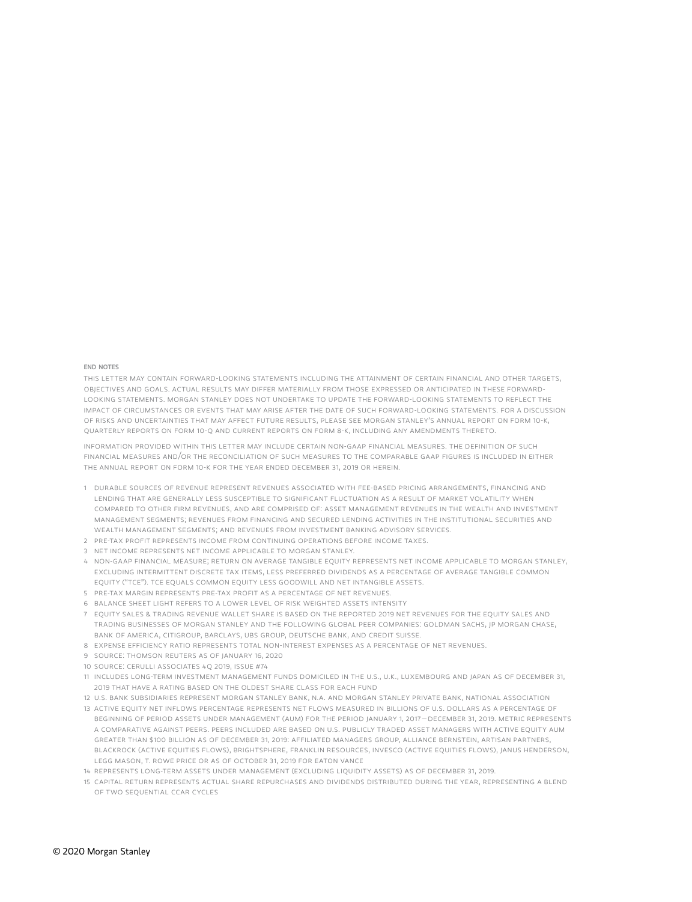## END NOTES

THIS LETTER MAY CONTAIN FORWARD-LOOKING STATEMENTS INCLUDING THE ATTAINMENT OF CERTAIN FINANCIAL AND OTHER TARGETS, OBJECTIVES AND GOALS. ACTUAL RESULTS MAY DIFFER MATERIALLY FROM THOSE EXPRESSED OR ANTICIPATED IN THESE FORWARD-LOOKING STATEMENTS. MORGAN STANLEY DOES NOT UNDERTAKE TO UPDATE THE FORWARD-LOOKING STATEMENTS TO REFLECT THE IMPACT OF CIRCUMSTANCES OR EVENTS THAT MAY ARISE AFTER THE DATE OF SUCH FORWARD-LOOKING STATEMENTS. FOR A DISCUSSION OF RISKS AND UNCERTAINTIES THAT MAY AFFECT FUTURE RESULTS, PLEASE SEE MORGAN STANLEY'S ANNUAL REPORT ON FORM 10-K, QUARTERLY REPORTS ON FORM 10-Q AND CURRENT REPORTS ON FORM 8-K, INCLUDING ANY AMENDMENTS THERETO.

INFORMATION PROVIDED WITHIN THIS LETTER MAY INCLUDE CERTAIN NON-GAAP FINANCIAL MEASURES. THE DEFINITION OF SUCH FINANCIAL MEASURES AND/OR THE RECONCILIATION OF SUCH MEASURES TO THE COMPARABLE GAAP FIGURES IS INCLUDED IN EITHER THE ANNUAL REPORT ON FORM 10-K FOR THE YEAR ENDED DECEMBER 31, 2019 OR HEREIN.

1. DURABLE SOURCES OF REVENUE REPRESENT REVENUES ASSOCIATED WITH FEE-BASED PRICING ARRANGEMENTS, FINANCING AND LENDING THAT ARE GENERALLY LESS SUSCEPTIBLE TO SIGNIFICANT FLUCTUATION AS A RESULT OF MARKET VOLATILITY WHEN COMPARED TO OTHER FIRM REVENUES, AND ARE COMPRISED OF: ASSET MANAGEMENT REVENUES IN THE WEALTH AND INVESTMENT MANAGEMENT SEGMENTS; REVENUES FROM FINANCING AND SECURED LENDING ACTIVITIES IN THE INSTITUTIONAL SECURITIES AND WEALTH MANAGEMENT SEGMENTS; AND REVENUES FROM INVESTMENT BANKING ADVISORY SERVICES.
2. PRE-TAX PROFIT REPRESENTS INCOME FROM CONTINUING OPERATIONS BEFORE INCOME TAXES.
3. NET INCOME REPRESENTS NET INCOME APPLICABLE TO MORGAN STANLEY.
4. NON-GAAP FINANCIAL MEASURE; RETURN ON AVERAGE TANGIBLE EQUITY REPRESENTS NET INCOME APPLICABLE TO MORGAN STANLEY, EXCLUDING INTERMITTENT DISCRETE TAX ITEMS, LESS PREFERRED DIVIDENDS AS A PERCENTAGE OF AVERAGE TANGIBLE COMMON EQUITY ("TCE"). TCE EQUALS COMMON EQUITY LESS GOODWILL AND NET INTANGIBLE ASSETS.
5. PRE-TAX MARGIN REPRESENTS PRE-TAX PROFIT AS A PERCENTAGE OF NET REVENUES.
6. BALANCE SHEET LIGHT REFERS TO A LOWER LEVEL OF RISK WEIGHTED ASSETS INTENSITY
7. EQUITY SALES & TRADING REVENUE WALLET SHARE IS BASED ON THE REPORTED 2019 NET REVENUES FOR THE EQUITY SALES AND TRADING BUSINESSES OF MORGAN STANLEY AND THE FOLLOWING GLOBAL PEER COMPANIES: GOLDMAN SACHS, JP MORGAN CHASE, BANK OF AMERICA, CITIGROUP, BARCLAYS, UBS GROUP, DEUTSCHE BANK, AND CREDIT SUISSE.
8. EXPENSE EFFICIENCY RATIO REPRESENTS TOTAL NON-INTEREST EXPENSES AS A PERCENTAGE OF NET REVENUES.
9. SOURCE: THOMSON REUTERS AS OF JANUARY 16, 2020
10. SOURCE: CERULLI ASSOCIATES 4Q 2019, ISSUE #74
11. INCLUDES LONG-TERM INVESTMENT MANAGEMENT FUNDS DOMICILED IN THE U.S., U.K., LUXEMBOURG AND JAPAN AS OF DECEMBER 31, 2019 THAT HAVE A RATING BASED ON THE OLDEST SHARE CLASS FOR EACH FUND
12. U.S. BANK SUBSIDIARIES REPRESENT MORGAN STANLEY BANK, N.A. AND MORGAN STANLEY PRIVATE BANK, NATIONAL ASSOCIATION
13. ACTIVE EQUITY NET INFLOWS PERCENTAGE REPRESENTS NET FLOWS MEASURED IN BILLIONS OF U.S. DOLLARS AS A PERCENTAGE OF BEGINNING OF PERIOD ASSETS UNDER MANAGEMENT (AUM) FOR THE PERIOD JANUARY 1, 2017—DECEMBER 31, 2019. METRIC REPRESENTS A COMPARATIVE AGAINST PEERS. PEERS INCLUDED ARE BASED ON U.S. PUBLICLY TRADED ASSET MANAGERS WITH ACTIVE EQUITY AUM GREATER THAN $100 BILLION AS OF DECEMBER 31, 2019: AFFILIATED MANAGERS GROUP, ALLIANCE BERNSTEIN, ARTISAN PARTNERS, BLACKROCK (ACTIVE EQUITIES FLOWS), BRIGHTSPHERE, FRANKLIN RESOURCES, INVESCO (ACTIVE EQUITIES FLOWS), JANUS HENDERSON, LEGG MASON, T. ROWE PRICE OR AS OF OCTOBER 31, 2019 FOR EATON VANCE
14. REPRESENTS LONG-TERM ASSETS UNDER MANAGEMENT (EXCLUDING LIQUIDITY ASSETS) AS OF DECEMBER 31, 2019.
15. CAPITAL RETURN REPRESENTS ACTUAL SHARE REPURCHASES AND DIVIDENDS DISTRIBUTED DURING THE YEAR, REPRESENTING A BLEND OF TWO SEQUENTIAL CCAR CYCLES

© 2020 Morgan Stanley